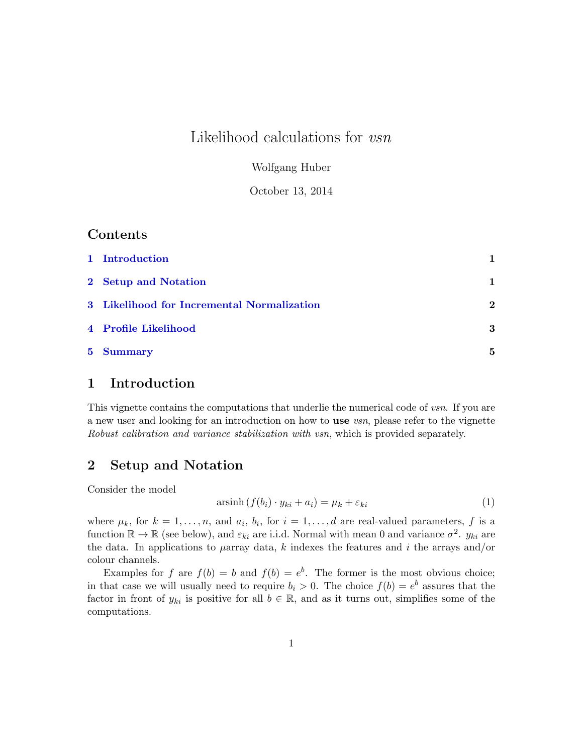# Likelihood calculations for *vsn*

Wolfgang Huber

October 13, 2014

## Contents

1 Introduction — 1

2 Setup and Notation — 1

3 Likelihood for Incremental Normalization — 2

4 Profile Likelihood — 3

5 Summary — 5

## 1 Introduction

This vignette contains the computations that underlie the numerical code of *vsn*. If you are a new user and looking for an introduction on how to **use** *vsn*, please refer to the vignette *Robust calibration and variance stabilization with vsn*, which is provided separately.

## 2 Setup and Notation

Consider the model

$$\operatorname{arsinh}\left(f(b_i) \cdot y_{ki} + a_i\right) = \mu_k + \varepsilon_{ki} \tag{1}$$

where $\mu_k$, for $k = 1, \ldots, n$, and $a_i$, $b_i$, for $i = 1, \ldots, d$ are real-valued parameters, $f$ is a function $\mathbb{R} \to \mathbb{R}$ (see below), and $\varepsilon_{ki}$ are i.i.d. Normal with mean 0 and variance $\sigma^2$. $y_{ki}$ are the data. In applications to $\mu$array data, $k$ indexes the features and $i$ the arrays and/or colour channels.

Examples for $f$ are $f(b) = b$ and $f(b) = e^b$. The former is the most obvious choice; in that case we will usually need to require $b_i > 0$. The choice $f(b) = e^b$ assures that the factor in front of $y_{ki}$ is positive for all $b \in \mathbb{R}$, and as it turns out, simplifies some of the computations.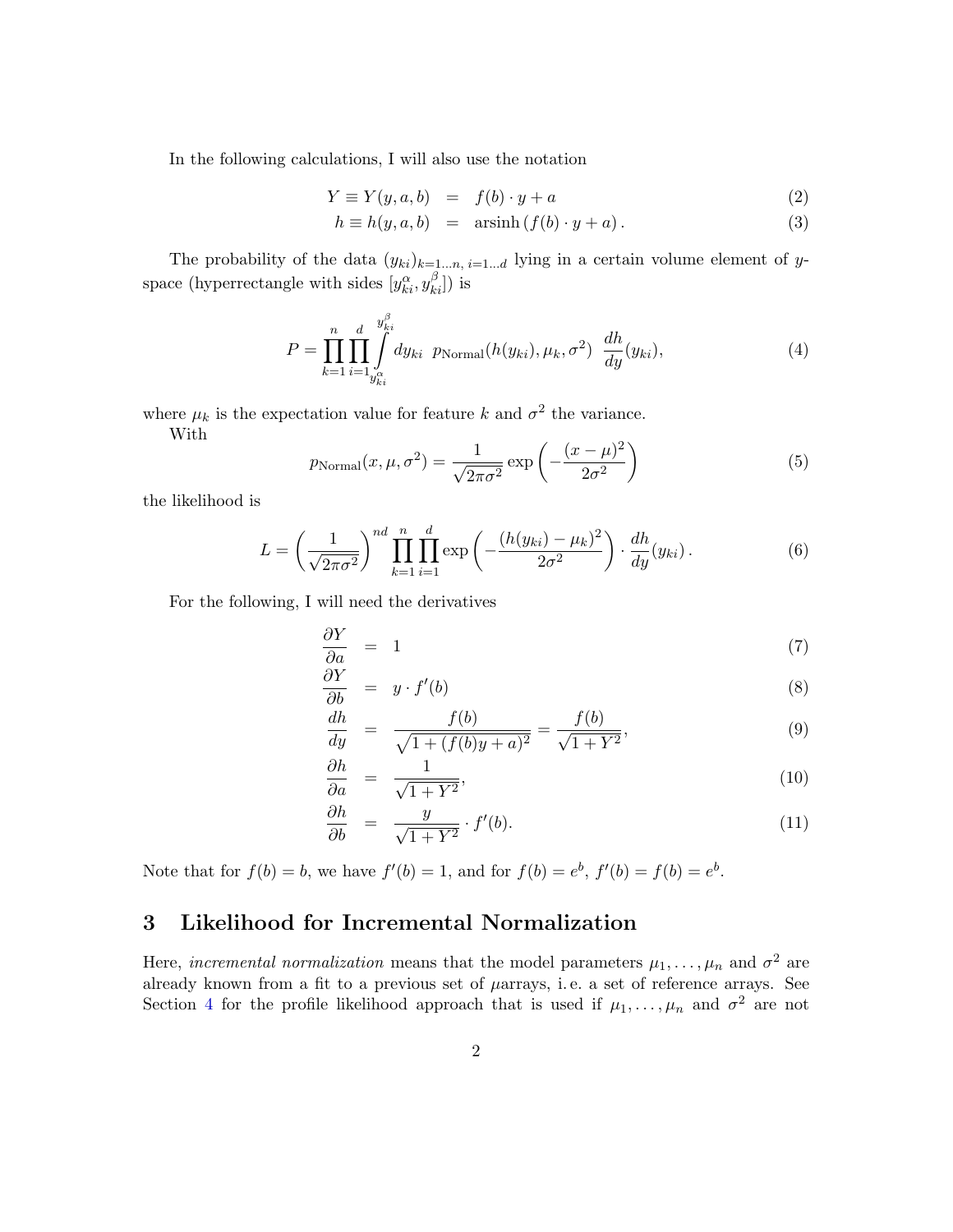In the following calculations, I will also use the notation

$$
\begin{aligned}
Y \equiv Y(y,a,b) &= f(b)\cdot y + a & (2)\\
h \equiv h(y,a,b) &= \operatorname{arsinh}\left(f(b)\cdot y + a\right). & (3)
\end{aligned}
$$

The probability of the data $(y_{ki})_{k=1\ldots n,\; i=1\ldots d}$ lying in a certain volume element of $y$-space (hyperrectangle with sides $[y_{ki}^{\alpha}, y_{ki}^{\beta}]$) is

$$
P = \prod_{k=1}^{n}\prod_{i=1}^{d}\int_{y_{ki}^{\alpha}}^{y_{ki}^{\beta}} dy_{ki}\;\; p_{\text{Normal}}(h(y_{ki}), \mu_k, \sigma^2)\;\; \frac{dh}{dy}(y_{ki}), \tag{4}
$$

where $\mu_k$ is the expectation value for feature $k$ and $\sigma^2$ the variance.

With

$$
p_{\text{Normal}}(x,\mu,\sigma^2) = \frac{1}{\sqrt{2\pi\sigma^2}}\exp\left(-\frac{(x-\mu)^2}{2\sigma^2}\right) \tag{5}
$$

the likelihood is

$$
L = \left(\frac{1}{\sqrt{2\pi\sigma^2}}\right)^{nd}\prod_{k=1}^{n}\prod_{i=1}^{d}\exp\left(-\frac{(h(y_{ki})-\mu_k)^2}{2\sigma^2}\right)\cdot\frac{dh}{dy}(y_{ki})\,. \tag{6}
$$

For the following, I will need the derivatives

$$
\begin{aligned}
\frac{\partial Y}{\partial a} &= 1 & (7)\\
\frac{\partial Y}{\partial b} &= y\cdot f'(b) & (8)\\
\frac{dh}{dy} &= \frac{f(b)}{\sqrt{1+(f(b)y+a)^2}} = \frac{f(b)}{\sqrt{1+Y^2}}, & (9)\\
\frac{\partial h}{\partial a} &= \frac{1}{\sqrt{1+Y^2}}, & (10)\\
\frac{\partial h}{\partial b} &= \frac{y}{\sqrt{1+Y^2}}\cdot f'(b). & (11)
\end{aligned}
$$

Note that for $f(b) = b$, we have $f'(b) = 1$, and for $f(b) = e^b$, $f'(b) = f(b) = e^b$.

## 3 Likelihood for Incremental Normalization

Here, *incremental normalization* means that the model parameters $\mu_1, \ldots, \mu_n$ and $\sigma^2$ are already known from a fit to a previous set of $\mu$arrays, i. e. a set of reference arrays. See Section 4 for the profile likelihood approach that is used if $\mu_1, \ldots, \mu_n$ and $\sigma^2$ are not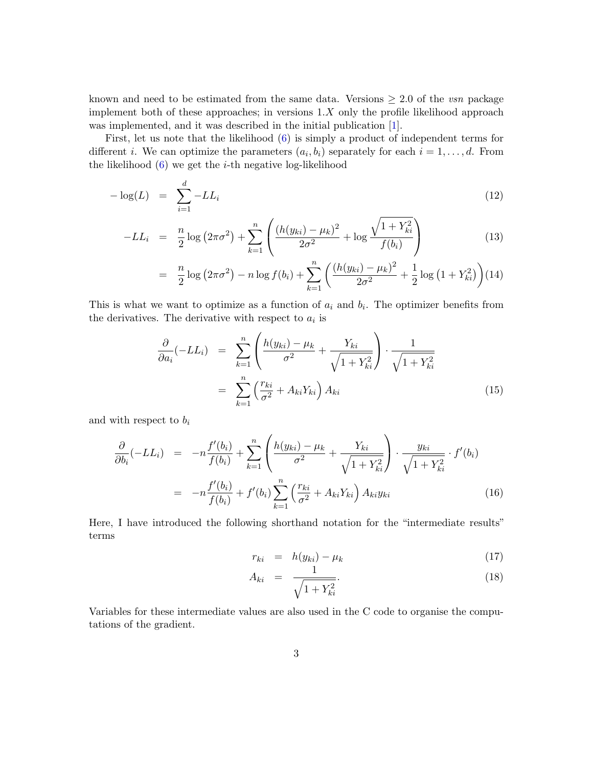known and need to be estimated from the same data. Versions $\geq 2.0$ of the *vsn* package implement both of these approaches; in versions 1.$X$ only the profile likelihood approach was implemented, and it was described in the initial publication [1].

First, let us note that the likelihood (6) is simply a product of independent terms for different $i$. We can optimize the parameters $(a_i, b_i)$ separately for each $i = 1, \ldots, d$. From the likelihood (6) we get the $i$-th negative log-likelihood

$$
\begin{aligned}
-\log(L) &= \sum_{i=1}^{d} -LL_i && (12)\\
-LL_i &= \frac{n}{2}\log\left(2\pi\sigma^2\right) + \sum_{k=1}^{n}\left(\frac{(h(y_{ki})-\mu_k)^2}{2\sigma^2} + \log\frac{\sqrt{1+Y_{ki}^2}}{f(b_i)}\right) && (13)\\
&= \frac{n}{2}\log\left(2\pi\sigma^2\right) - n\log f(b_i) + \sum_{k=1}^{n}\left(\frac{(h(y_{ki})-\mu_k)^2}{2\sigma^2} + \frac{1}{2}\log\left(1+Y_{ki}^2\right)\right) && (14)
\end{aligned}
$$

This is what we want to optimize as a function of $a_i$ and $b_i$. The optimizer benefits from the derivatives. The derivative with respect to $a_i$ is

$$
\begin{aligned}
\frac{\partial}{\partial a_i}(-LL_i) &= \sum_{k=1}^{n}\left(\frac{h(y_{ki})-\mu_k}{\sigma^2} + \frac{Y_{ki}}{\sqrt{1+Y_{ki}^2}}\right)\cdot\frac{1}{\sqrt{1+Y_{ki}^2}}\\
&= \sum_{k=1}^{n}\left(\frac{r_{ki}}{\sigma^2} + A_{ki}Y_{ki}\right)A_{ki} && (15)
\end{aligned}
$$

and with respect to $b_i$

$$
\begin{aligned}
\frac{\partial}{\partial b_i}(-LL_i) &= -n\frac{f'(b_i)}{f(b_i)} + \sum_{k=1}^{n}\left(\frac{h(y_{ki})-\mu_k}{\sigma^2} + \frac{Y_{ki}}{\sqrt{1+Y_{ki}^2}}\right)\cdot\frac{y_{ki}}{\sqrt{1+Y_{ki}^2}}\cdot f'(b_i)\\
&= -n\frac{f'(b_i)}{f(b_i)} + f'(b_i)\sum_{k=1}^{n}\left(\frac{r_{ki}}{\sigma^2} + A_{ki}Y_{ki}\right)A_{ki}y_{ki} && (16)
\end{aligned}
$$

Here, I have introduced the following shorthand notation for the "intermediate results" terms

$$
\begin{aligned}
r_{ki} &= h(y_{ki}) - \mu_k && (17)\\
A_{ki} &= \frac{1}{\sqrt{1+Y_{ki}^2}}. && (18)
\end{aligned}
$$

Variables for these intermediate values are also used in the C code to organise the computations of the gradient.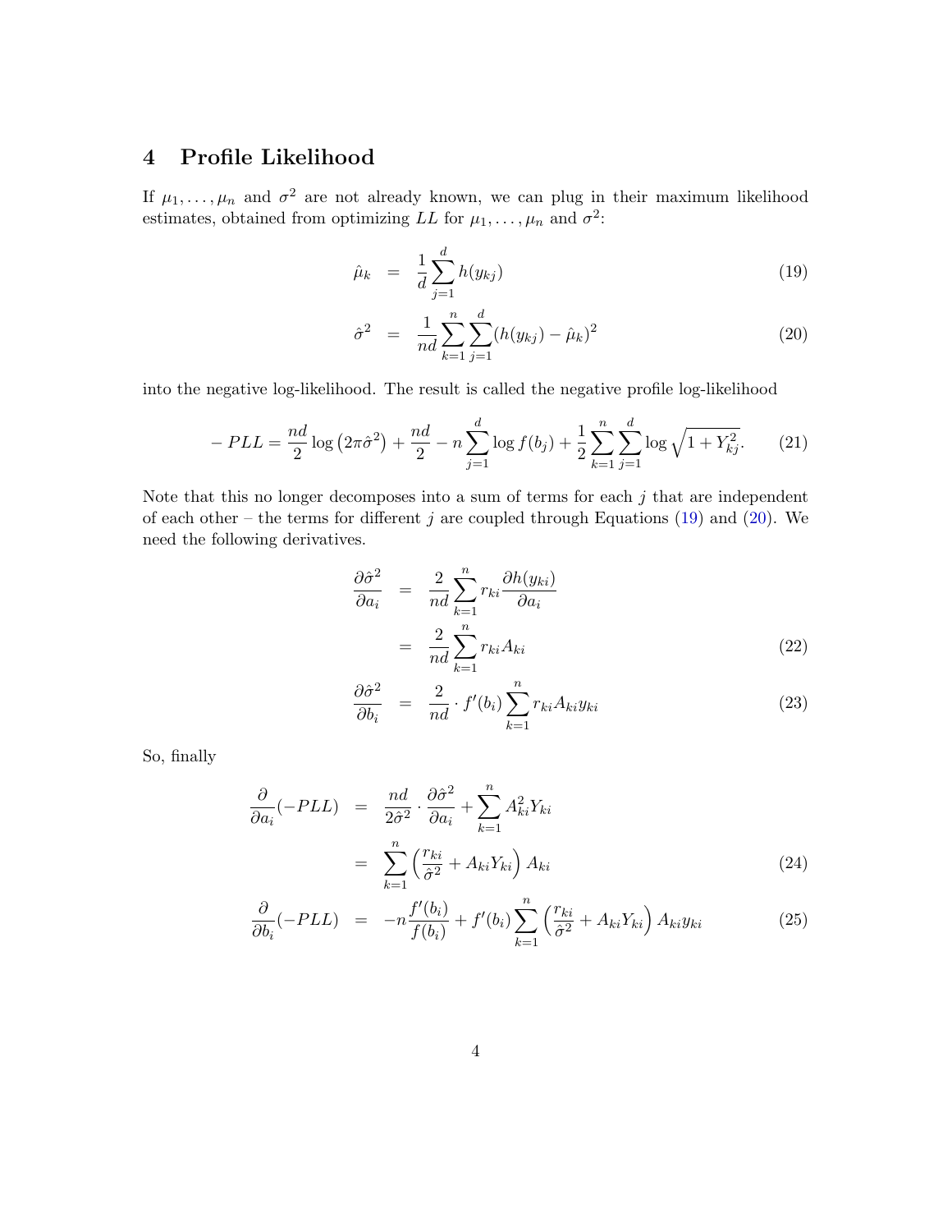## 4 Profile Likelihood

If $\mu_1, \ldots, \mu_n$ and $\sigma^2$ are not already known, we can plug in their maximum likelihood estimates, obtained from optimizing $LL$ for $\mu_1, \ldots, \mu_n$ and $\sigma^2$:

$$\hat{\mu}_k = \frac{1}{d}\sum_{j=1}^{d} h(y_{kj}) \tag{19}$$

$$\hat{\sigma}^2 = \frac{1}{nd}\sum_{k=1}^{n}\sum_{j=1}^{d}(h(y_{kj}) - \hat{\mu}_k)^2 \tag{20}$$

into the negative log-likelihood. The result is called the negative profile log-likelihood

$$-PLL = \frac{nd}{2}\log\left(2\pi\hat{\sigma}^2\right) + \frac{nd}{2} - n\sum_{j=1}^{d}\log f(b_j) + \frac{1}{2}\sum_{k=1}^{n}\sum_{j=1}^{d}\log\sqrt{1+Y_{kj}^2}. \tag{21}$$

Note that this no longer decomposes into a sum of terms for each $j$ that are independent of each other – the terms for different $j$ are coupled through Equations (19) and (20). We need the following derivatives.

$$\begin{aligned}
\frac{\partial\hat{\sigma}^2}{\partial a_i} &= \frac{2}{nd}\sum_{k=1}^{n} r_{ki}\frac{\partial h(y_{ki})}{\partial a_i} \\
&= \frac{2}{nd}\sum_{k=1}^{n} r_{ki}A_{ki}
\end{aligned} \tag{22}$$

$$\frac{\partial\hat{\sigma}^2}{\partial b_i} = \frac{2}{nd}\cdot f'(b_i)\sum_{k=1}^{n} r_{ki}A_{ki}y_{ki} \tag{23}$$

So, finally

$$\begin{aligned}
\frac{\partial}{\partial a_i}(-PLL) &= \frac{nd}{2\hat{\sigma}^2}\cdot\frac{\partial\hat{\sigma}^2}{\partial a_i} + \sum_{k=1}^{n} A_{ki}^2 Y_{ki} \\
&= \sum_{k=1}^{n}\left(\frac{r_{ki}}{\hat{\sigma}^2} + A_{ki}Y_{ki}\right)A_{ki}
\end{aligned} \tag{24}$$

$$\frac{\partial}{\partial b_i}(-PLL) = -n\frac{f'(b_i)}{f(b_i)} + f'(b_i)\sum_{k=1}^{n}\left(\frac{r_{ki}}{\hat{\sigma}^2} + A_{ki}Y_{ki}\right)A_{ki}y_{ki} \tag{25}$$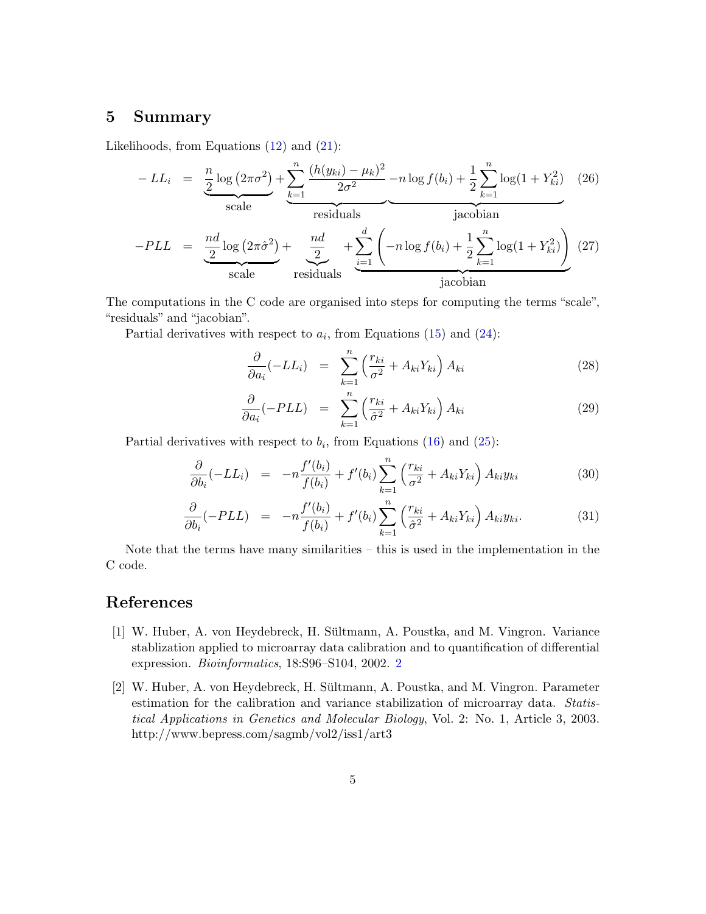## 5 Summary

Likelihoods, from Equations (12) and (21):

$$-LL_i = \underbrace{\frac{n}{2}\log\left(2\pi\sigma^2\right)}_{\text{scale}} + \underbrace{\sum_{k=1}^{n}\frac{(h(y_{ki})-\mu_k)^2}{2\sigma^2}}_{\text{residuals}} \underbrace{-n\log f(b_i) + \frac{1}{2}\sum_{k=1}^{n}\log(1+Y_{ki}^2)}_{\text{jacobian}} \tag{26}$$

$$-PLL = \underbrace{\frac{nd}{2}\log\left(2\pi\hat{\sigma}^2\right)}_{\text{scale}} + \underbrace{\frac{nd}{2}}_{\text{residuals}} + \underbrace{\sum_{i=1}^{d}\left(-n\log f(b_i) + \frac{1}{2}\sum_{k=1}^{n}\log(1+Y_{ki}^2)\right)}_{\text{jacobian}} \tag{27}$$

The computations in the C code are organised into steps for computing the terms "scale", "residuals" and "jacobian".

Partial derivatives with respect to $a_i$, from Equations (15) and (24):

$$\frac{\partial}{\partial a_i}(-LL_i) = \sum_{k=1}^{n}\left(\frac{r_{ki}}{\sigma^2} + A_{ki}Y_{ki}\right)A_{ki} \tag{28}$$

$$\frac{\partial}{\partial a_i}(-PLL) = \sum_{k=1}^{n}\left(\frac{r_{ki}}{\hat{\sigma}^2} + A_{ki}Y_{ki}\right)A_{ki} \tag{29}$$

Partial derivatives with respect to $b_i$, from Equations (16) and (25):

$$\frac{\partial}{\partial b_i}(-LL_i) = -n\frac{f'(b_i)}{f(b_i)} + f'(b_i)\sum_{k=1}^{n}\left(\frac{r_{ki}}{\sigma^2} + A_{ki}Y_{ki}\right)A_{ki}y_{ki} \tag{30}$$

$$\frac{\partial}{\partial b_i}(-PLL) = -n\frac{f'(b_i)}{f(b_i)} + f'(b_i)\sum_{k=1}^{n}\left(\frac{r_{ki}}{\hat{\sigma}^2} + A_{ki}Y_{ki}\right)A_{ki}y_{ki}. \tag{31}$$

Note that the terms have many similarities – this is used in the implementation in the C code.

## References

[1] W. Huber, A. von Heydebreck, H. Sültmann, A. Poustka, and M. Vingron. Variance stablization applied to microarray data calibration and to quantification of differential expression. *Bioinformatics*, 18:S96–S104, 2002. 2

[2] W. Huber, A. von Heydebreck, H. Sültmann, A. Poustka, and M. Vingron. Parameter estimation for the calibration and variance stabilization of microarray data. *Statistical Applications in Genetics and Molecular Biology*, Vol. 2: No. 1, Article 3, 2003. http://www.bepress.com/sagmb/vol2/iss1/art3